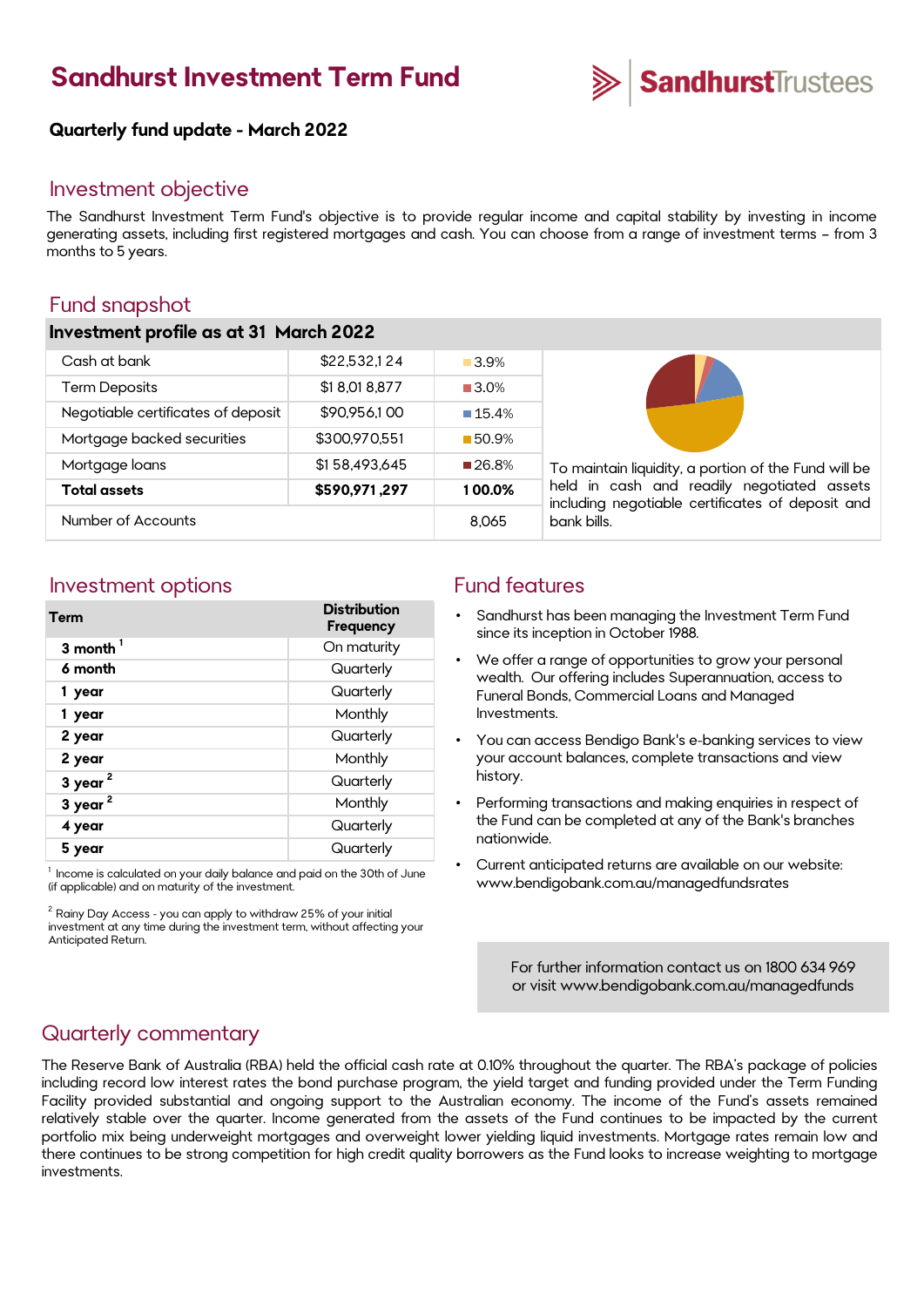# Sandhurst Investment Term Fund

SandhurstTrustees

**Quarterly fund update - March 2022**

## Investment objective

The Sandhurst Investment Term Fund's objective is to provide regular income and capital stability by investing in income generating assets, including first registered mortgages and cash. You can choose from a range of investment terms – from 3 months to 5 years.

## Fund snapshot

**Investment profile as at 31 March 2022**

| | | |
|---|---|---|
| Cash at bank | $22,532,124 | 3.9% |
| Term Deposits | $18,018,877 | 3.0% |
| Negotiable certificates of deposit | $90,956,100 | 15.4% |
| Mortgage backed securities | $300,970,551 | 50.9% |
| Mortgage loans | $158,493,645 | 26.8% |
| **Total assets** | **$590,971,297** | **100.0%** |
| Number of Accounts | | 8,065 |

To maintain liquidity, a portion of the Fund will be held in cash and readily negotiated assets including negotiable certificates of deposit and bank bills.

## Investment options

| Term | Distribution Frequency |
|---|---|
| **3 month** [1] | On maturity |
| **6 month** | Quarterly |
| **1 year** | Quarterly |
| **1 year** | Monthly |
| **2 year** | Quarterly |
| **2 year** | Monthly |
| **3 year** [2] | Quarterly |
| **3 year** [2] | Monthly |
| **4 year** | Quarterly |
| **5 year** | Quarterly |

[1] Income is calculated on your daily balance and paid on the 30th of June (if applicable) and on maturity of the investment.

[2] Rainy Day Access - you can apply to withdraw 25% of your initial investment at any time during the investment term, without affecting your Anticipated Return.

## Fund features

- Sandhurst has been managing the Investment Term Fund since its inception in October 1988.
- We offer a range of opportunities to grow your personal wealth. Our offering includes Superannuation, access to Funeral Bonds, Commercial Loans and Managed Investments.
- You can access Bendigo Bank's e-banking services to view your account balances, complete transactions and view history.
- Performing transactions and making enquiries in respect of the Fund can be completed at any of the Bank's branches nationwide.
- Current anticipated returns are available on our website: www.bendigobank.com.au/managedfundsrates

For further information contact us on 1800 634 969 or visit www.bendigobank.com.au/managedfunds

## Quarterly commentary

The Reserve Bank of Australia (RBA) held the official cash rate at 0.10% throughout the quarter. The RBA's package of policies including record low interest rates the bond purchase program, the yield target and funding provided under the Term Funding Facility provided substantial and ongoing support to the Australian economy. The income of the Fund's assets remained relatively stable over the quarter. Income generated from the assets of the Fund continues to be impacted by the current portfolio mix being underweight mortgages and overweight lower yielding liquid investments. Mortgage rates remain low and there continues to be strong competition for high credit quality borrowers as the Fund looks to increase weighting to mortgage investments.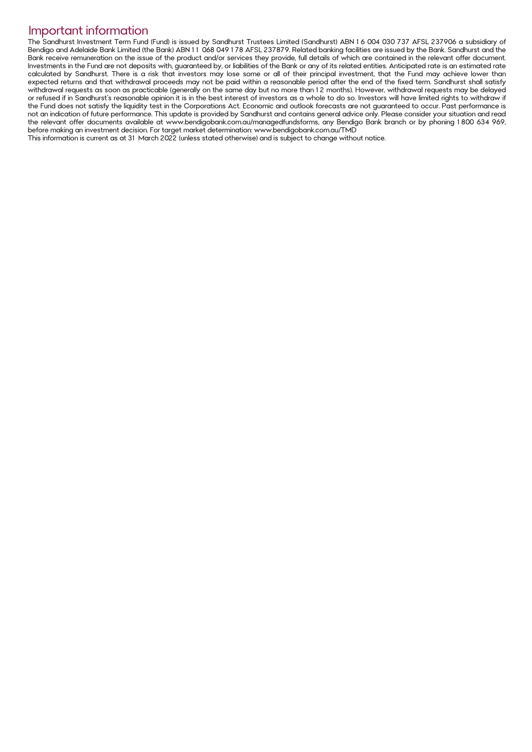# Important information

The Sandhurst Investment Term Fund (Fund) is issued by Sandhurst Trustees Limited (Sandhurst) ABN 16 004 030 737 AFSL 237906 a subsidiary of Bendigo and Adelaide Bank Limited (the Bank) ABN 11 068 049 178 AFSL 237879. Related banking facilities are issued by the Bank. Sandhurst and the Bank receive remuneration on the issue of the product and/or services they provide, full details of which are contained in the relevant offer document. Investments in the Fund are not deposits with, guaranteed by, or liabilities of the Bank or any of its related entities. Anticipated rate is an estimated rate calculated by Sandhurst. There is a risk that investors may lose some or all of their principal investment, that the Fund may achieve lower than expected returns and that withdrawal proceeds may not be paid within a reasonable period after the end of the fixed term. Sandhurst shall satisfy withdrawal requests as soon as practicable (generally on the same day but no more than 12 months). However, withdrawal requests may be delayed or refused if in Sandhurst's reasonable opinion it is in the best interest of investors as a whole to do so. Investors will have limited rights to withdraw if the Fund does not satisfy the liquidity test in the Corporations Act. Economic and outlook forecasts are not guaranteed to occur. Past performance is not an indication of future performance. This update is provided by Sandhurst and contains general advice only. Please consider your situation and read the relevant offer documents available at www.bendigobank.com.au/managedfundsforms, any Bendigo Bank branch or by phoning 1800 634 969, before making an investment decision. For target market determination: www.bendigobank.com.au/TMD

This information is current as at 31 March 2022 (unless stated otherwise) and is subject to change without notice.